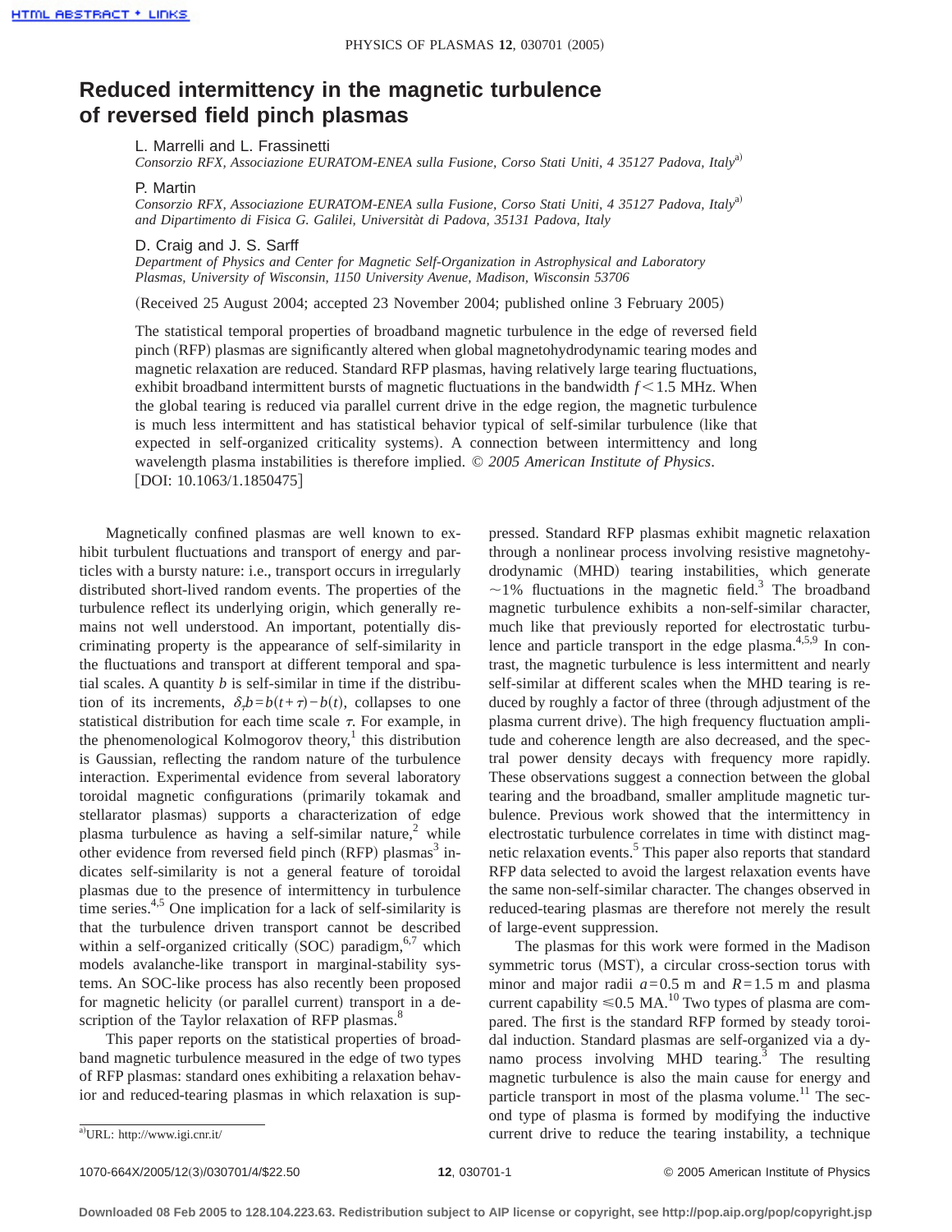# Reduced intermittency in the magnetic turbulence of reversed field pinch plasmas

L. Marrelli and L. Frassinetti

*Consorzio RFX, Associazione EURATOM-ENEA sulla Fusione, Corso Stati Uniti, 4 35127 Padova, Italy*[a)]

P. Martin

*Consorzio RFX, Associazione EURATOM-ENEA sulla Fusione, Corso Stati Uniti, 4 35127 Padova, Italy*[a)] *and Dipartimento di Fisica G. Galilei, Universitàt di Padova, 35131 Padova, Italy*

D. Craig and J. S. Sarff

*Department of Physics and Center for Magnetic Self-Organization in Astrophysical and Laboratory Plasmas, University of Wisconsin, 1150 University Avenue, Madison, Wisconsin 53706*

(Received 25 August 2004; accepted 23 November 2004; published online 3 February 2005)

The statistical temporal properties of broadband magnetic turbulence in the edge of reversed field pinch (RFP) plasmas are significantly altered when global magnetohydrodynamic tearing modes and magnetic relaxation are reduced. Standard RFP plasmas, having relatively large tearing fluctuations, exhibit broadband intermittent bursts of magnetic fluctuations in the bandwidth $f<1.5$ MHz. When the global tearing is reduced via parallel current drive in the edge region, the magnetic turbulence is much less intermittent and has statistical behavior typical of self-similar turbulence (like that expected in self-organized criticality systems). A connection between intermittency and long wavelength plasma instabilities is therefore implied. © *2005 American Institute of Physics*. [DOI: 10.1063/1.1850475]

Magnetically confined plasmas are well known to exhibit turbulent fluctuations and transport of energy and particles with a bursty nature: i.e., transport occurs in irregularly distributed short-lived random events. The properties of the turbulence reflect its underlying origin, which generally remains not well understood. An important, potentially discriminating property is the appearance of self-similarity in the fluctuations and transport at different temporal and spatial scales. A quantity $b$ is self-similar in time if the distribution of its increments, $\delta_\tau b = b(t+\tau) - b(t)$, collapses to one statistical distribution for each time scale $\tau$. For example, in the phenomenological Kolmogorov theory,[1] this distribution is Gaussian, reflecting the random nature of the turbulence interaction. Experimental evidence from several laboratory toroidal magnetic configurations (primarily tokamak and stellarator plasmas) supports a characterization of edge plasma turbulence as having a self-similar nature,[2] while other evidence from reversed field pinch (RFP) plasmas[3] indicates self-similarity is not a general feature of toroidal plasmas due to the presence of intermittency in turbulence time series.[4,5] One implication for a lack of self-similarity is that the turbulence driven transport cannot be described within a self-organized critically (SOC) paradigm,[6,7] which models avalanche-like transport in marginal-stability systems. An SOC-like process has also recently been proposed for magnetic helicity (or parallel current) transport in a description of the Taylor relaxation of RFP plasmas.[8]

This paper reports on the statistical properties of broadband magnetic turbulence measured in the edge of two types of RFP plasmas: standard ones exhibiting a relaxation behavior and reduced-tearing plasmas in which relaxation is suppressed. Standard RFP plasmas exhibit magnetic relaxation through a nonlinear process involving resistive magnetohydrodynamic (MHD) tearing instabilities, which generate $\sim 1\%$ fluctuations in the magnetic field.[3] The broadband magnetic turbulence exhibits a non-self-similar character, much like that previously reported for electrostatic turbulence and particle transport in the edge plasma.[4,5,9] In contrast, the magnetic turbulence is less intermittent and nearly self-similar at different scales when the MHD tearing is reduced by roughly a factor of three (through adjustment of the plasma current drive). The high frequency fluctuation amplitude and coherence length are also decreased, and the spectral power density decays with frequency more rapidly. These observations suggest a connection between the global tearing and the broadband, smaller amplitude magnetic turbulence. Previous work showed that the intermittency in electrostatic turbulence correlates in time with distinct magnetic relaxation events.[5] This paper also reports that standard RFP data selected to avoid the largest relaxation events have the same non-self-similar character. The changes observed in reduced-tearing plasmas are therefore not merely the result of large-event suppression.

The plasmas for this work were formed in the Madison symmetric torus (MST), a circular cross-section torus with minor and major radii $a=0.5$ m and $R=1.5$ m and plasma current capability $\leq 0.5$ MA.[10] Two types of plasma are compared. The first is the standard RFP formed by steady toroidal induction. Standard plasmas are self-organized via a dynamo process involving MHD tearing.[3] The resulting magnetic turbulence is also the main cause for energy and particle transport in most of the plasma volume.[11] The second type of plasma is formed by modifying the inductive current drive to reduce the tearing instability, a technique

[a)]URL: http://www.igi.cnr.it/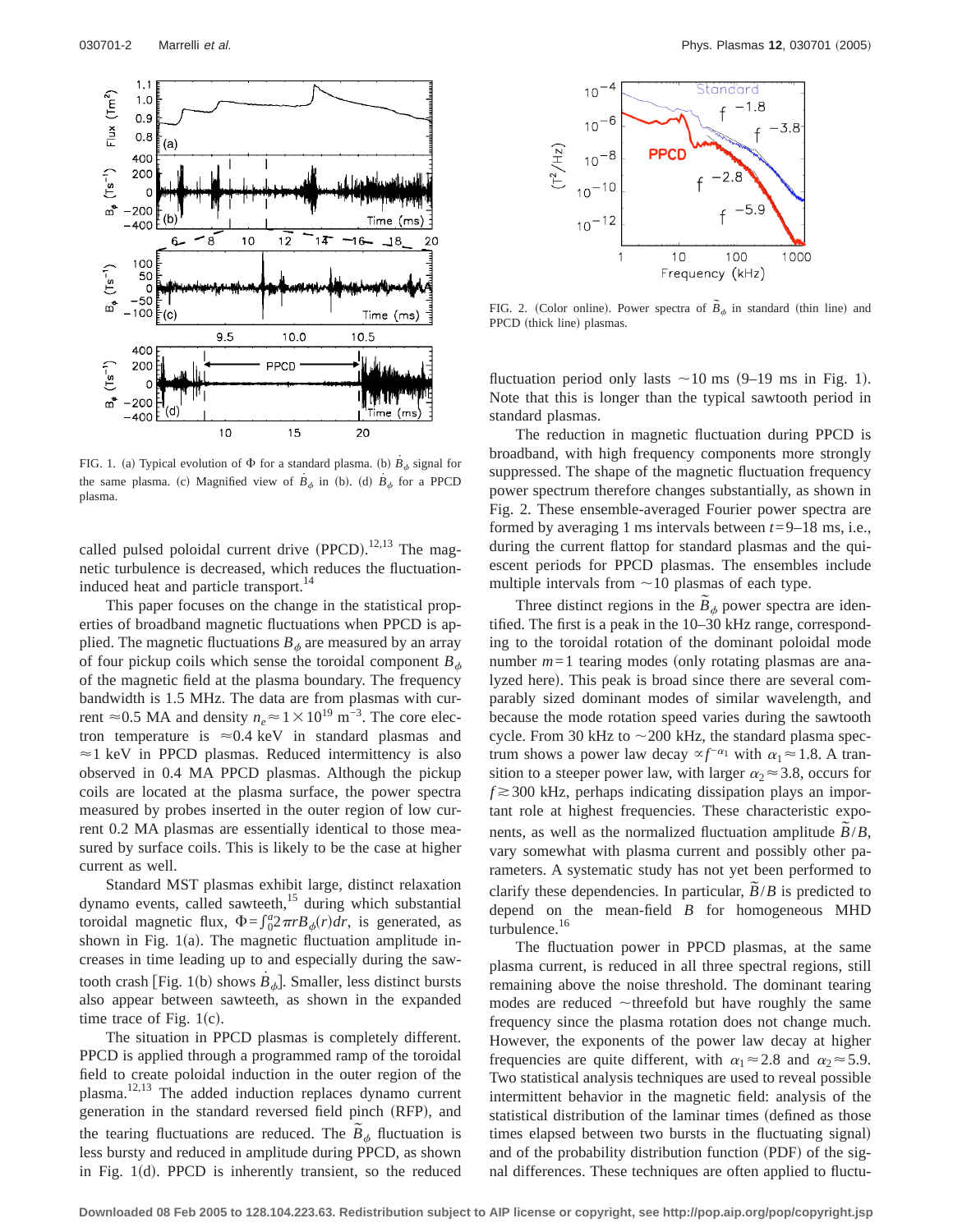FIG. 1. (a) Typical evolution of $\Phi$ for a standard plasma. (b) $\dot{B}_\phi$ signal for the same plasma. (c) Magnified view of $\dot{B}_\phi$ in (b). (d) $\dot{B}_\phi$ for a PPCD plasma.

FIG. 2. (Color online). Power spectra of $\tilde{B}_\phi$ in standard (thin line) and PPCD (thick line) plasmas.

called pulsed poloidal current drive (PPCD).[12,13] The magnetic turbulence is decreased, which reduces the fluctuation-induced heat and particle transport.[14]

This paper focuses on the change in the statistical properties of broadband magnetic fluctuations when PPCD is applied. The magnetic fluctuations $B_\phi$ are measured by an array of four pickup coils which sense the toroidal component $B_\phi$ of the magnetic field at the plasma boundary. The frequency bandwidth is 1.5 MHz. The data are from plasmas with current $\approx$0.5 MA and density $n_e \approx 1\times10^{19}$ m$^{-3}$. The core electron temperature is $\approx$0.4 keV in standard plasmas and $\approx$1 keV in PPCD plasmas. Reduced intermittency is also observed in 0.4 MA PPCD plasmas. Although the pickup coils are located at the plasma surface, the power spectra measured by probes inserted in the outer region of low current 0.2 MA plasmas are essentially identical to those measured by surface coils. This is likely to be the case at higher current as well.

Standard MST plasmas exhibit large, distinct relaxation dynamo events, called sawteeth,[15] during which substantial toroidal magnetic flux, $\Phi = \int_0^a 2\pi r B_\phi(r) dr$, is generated, as shown in Fig. 1(a). The magnetic fluctuation amplitude increases in time leading up to and especially during the sawtooth crash [Fig. 1(b) shows $\dot{B}_\phi$]. Smaller, less distinct bursts also appear between sawteeth, as shown in the expanded time trace of Fig. 1(c).

The situation in PPCD plasmas is completely different. PPCD is applied through a programmed ramp of the toroidal field to create poloidal induction in the outer region of the plasma.[12,13] The added induction replaces dynamo current generation in the standard reversed field pinch (RFP), and the tearing fluctuation are reduced. The $\tilde{B}_\phi$ fluctuation is less bursty and reduced in amplitude during PPCD, as shown in Fig. 1(d). PPCD is inherently transient, so the reduced fluctuation period only lasts $\sim$10 ms (9–19 ms in Fig. 1). Note that this is longer than the typical sawtooth period in standard plasmas.

The reduction in magnetic fluctuation during PPCD is broadband, with high frequency components more strongly suppressed. The shape of the magnetic fluctuation frequency power spectrum therefore changes substantially, as shown in Fig. 2. These ensemble-averaged Fourier power spectra are formed by averaging 1 ms intervals between $t$=9–18 ms, i.e., during the current flattop for standard plasmas and the quiescent periods for PPCD plasmas. The ensembles include multiple intervals from $\sim$10 plasmas of each type.

Three distinct regions in the $\tilde{B}_\phi$ power spectra are identified. The first is a peak in the 10–30 kHz range, corresponding to the toroidal rotation of the dominant poloidal mode number $m$=1 tearing modes (only rotating plasmas are analyzed here). This peak is broad since there are several comparably sized dominant modes of similar wavelength, and because the mode rotation speed varies during the sawtooth cycle. From 30 kHz to $\sim$200 kHz, the standard plasma spectrum shows a power law decay $\propto f^{-\alpha_1}$ with $\alpha_1 \approx 1.8$. A transition to a steeper power law, with larger $\alpha_2 \approx 3.8$, occurs for $f \gtrsim 300$ kHz, perhaps indicating dissipation plays an important role at highest frequencies. These characteristic exponents, as well as the normalized fluctuation amplitude $\tilde{B}/B$, vary somewhat with plasma current and possibly other parameters. A systematic study has not yet been performed to clarify these dependencies. In particular, $\tilde{B}/B$ is predicted to depend on the mean-field $B$ for homogeneous MHD turbulence.[16]

The fluctuation power in PPCD plasmas, at the same plasma current, is reduced in all three spectral regions, still remaining above the noise threshold. The dominant tearing modes are reduced $\sim$threefold but have roughly the same frequency since the plasma rotation does not change much. However, the exponents of the power law decay at higher frequencies are quite different, with $\alpha_1 \approx 2.8$ and $\alpha_2 \approx 5.9$. Two statistical analysis techniques are used to reveal possible intermittent behavior in the magnetic field: analysis of the statistical distribution of the laminar times (defined as those times elapsed between two bursts in the fluctuating signal) and of the probability distribution function (PDF) of the signal differences. These techniques are often applied to fluctu-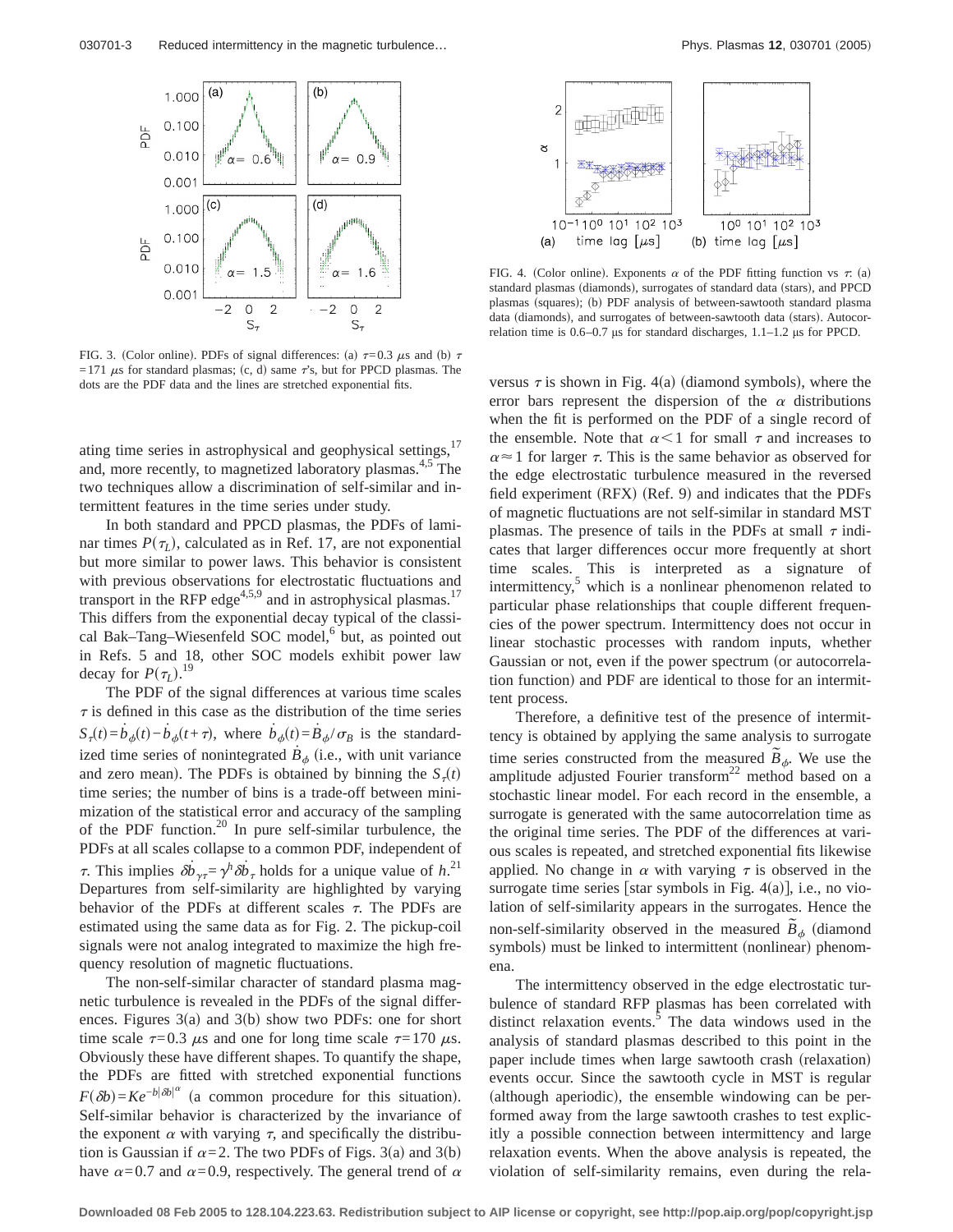FIG. 3. (Color online). PDFs of signal differences: (a) $\tau$=0.3 $\mu$s and (b) $\tau$=171 $\mu$s for standard plasmas; (c, d) same $\tau$'s, but for PPCD plasmas. The dots are the PDF data and the lines are stretched exponential fits.

ating time series in astrophysical and geophysical settings,[17] and, more recently, to magnetized laboratory plasmas.[4,5] The two techniques allow a discrimination of self-similar and intermittent features in the time series under study.

In both standard and PPCD plasmas, the PDFs of laminar times $P(\tau_L)$, calculated as in Ref. 17, are not exponential but more similar to power laws. This behavior is consistent with previous observations for electrostatic fluctuations and transport in the RFP edge[4,5,9] and in astrophysical plasmas.[17] This differs from the exponential decay typical of the classical Bak–Tang–Wiesenfeld SOC model,[6] but, as pointed out in Refs. 5 and 18, other SOC models exhibit power law decay for $P(\tau_L)$.[19]

The PDF of the signal differences at various time scales $\tau$ is defined in this case as the distribution of the time series $S_\tau(t)=\dot{b}_\phi(t)-\dot{b}_\phi(t+\tau)$, where $\dot{b}_\phi(t)=\dot{B}_\phi/\sigma_B$ is the standardized time series of nonintegrated $\dot{B}_\phi$ (i.e., with unit variance and zero mean). The PDFs is obtained by binning the $S_\tau(t)$ time series; the number of bins is a trade-off between minimization of the statistical error and accuracy of the sampling of the PDF function.[20] In pure self-similar turbulence, the PDFs at all scales collapse to a common PDF, independent of $\tau$. This implies $\delta\dot{b}_{\gamma\tau}=\gamma^h\delta\dot{b}_\tau$ holds for a unique value of $h$.[21] Departures from self-similarity are highlighted by varying behavior of the PDFs at different scales $\tau$. The PDFs are estimated using the same data as for Fig. 2. The pickup-coil signals were not analog integrated to maximize the high frequency resolution of magnetic fluctuations.

The non-self-similar character of standard plasma magnetic turbulence is revealed in the PDFs of the signal differences. Figures 3(a) and 3(b) show two PDFs: one for short time scale $\tau$=0.3 $\mu$s and one for long time scale $\tau$=170 $\mu$s. Obviously these have different shapes. To quantify the shape, the PDFs are fitted with stretched exponential functions $F(\delta b)=Ke^{-b|\delta b|^\alpha}$ (a common procedure for this situation). Self-similar behavior is characterized by the invariance of the exponent $\alpha$ with varying $\tau$, and specifically the distribution is Gaussian if $\alpha=2$. The two PDFs of Figs. 3(a) and 3(b) have $\alpha=0.7$ and $\alpha=0.9$, respectively. The general trend of $\alpha$ versus $\tau$ is shown in Fig. 4(a) (diamond symbols), where the error bars represent the dispersion of the $\alpha$ distributions when the fit is performed on the PDF of a single record of the ensemble. Note that $\alpha<1$ for small $\tau$ and increases to $\alpha\approx1$ for larger $\tau$. This is the same behavior as observed for the edge electrostatic turbulence measured in the reversed field experiment (RFX) (Ref. 9) and indicates that the PDFs of magnetic fluctuations are not self-similar in standard MST plasmas. The presence of tails in the PDFs at small $\tau$ indicates that larger differences occur more frequently at short time scales. This is interpreted as a signature of intermittency,[5] which is a nonlinear phenomenon related to particular phase relationships that couple different frequencies of the power spectrum. Intermittency does not occur in linear stochastic processes with random inputs, whether Gaussian or not, even if the power spectrum (or autocorrelation function) and PDF are identical to those for an intermittent process.

FIG. 4. (Color online). Exponents $\alpha$ of the PDF fitting function vs $\tau$: (a) standard plasmas (diamonds), surrogates of standard data (stars), and PPCD plasmas (squares); (b) PDF analysis of between-sawtooth standard plasma data (diamonds), and surrogates of between-sawtooth data (stars). Autocorrelation time is 0.6–0.7 µs for standard discharges, 1.1–1.2 µs for PPCD.

Therefore, a definitive test of the presence of intermittency is obtained by applying the same analysis to surrogate time series constructed from the measured $\tilde{B}_\phi$. We use the amplitude adjusted Fourier transform[22] method based on a stochastic linear model. For each record in the ensemble, a surrogate is generated with the same autocorrelation time as the original time series. The PDF of the differences at various scales is repeated, and stretched exponential fits likewise applied. No change in $\alpha$ with varying $\tau$ is observed in the surrogate time series [star symbols in Fig. 4(a)], i.e., no violation of self-similarity appears in the surrogates. Hence the non-self-similarity observed in the measured $\tilde{B}_\phi$ (diamond symbols) must be linked to intermittent (nonlinear) phenomena.

The intermittency observed in the edge electrostatic turbulence of standard RFP plasmas has been correlated with distinct relaxation events.[5] The data windows used in the analysis of standard plasmas described to this point in the paper include times when large sawtooth crash (relaxation) events occur. Since the sawtooth cycle in MST is regular (although aperiodic), the ensemble windowing can be performed away from the large sawtooth crashes to test explicitly a possible connection between intermittency and large relaxation events. When the above analysis is repeated, the violation of self-similarity remains, even during the rela-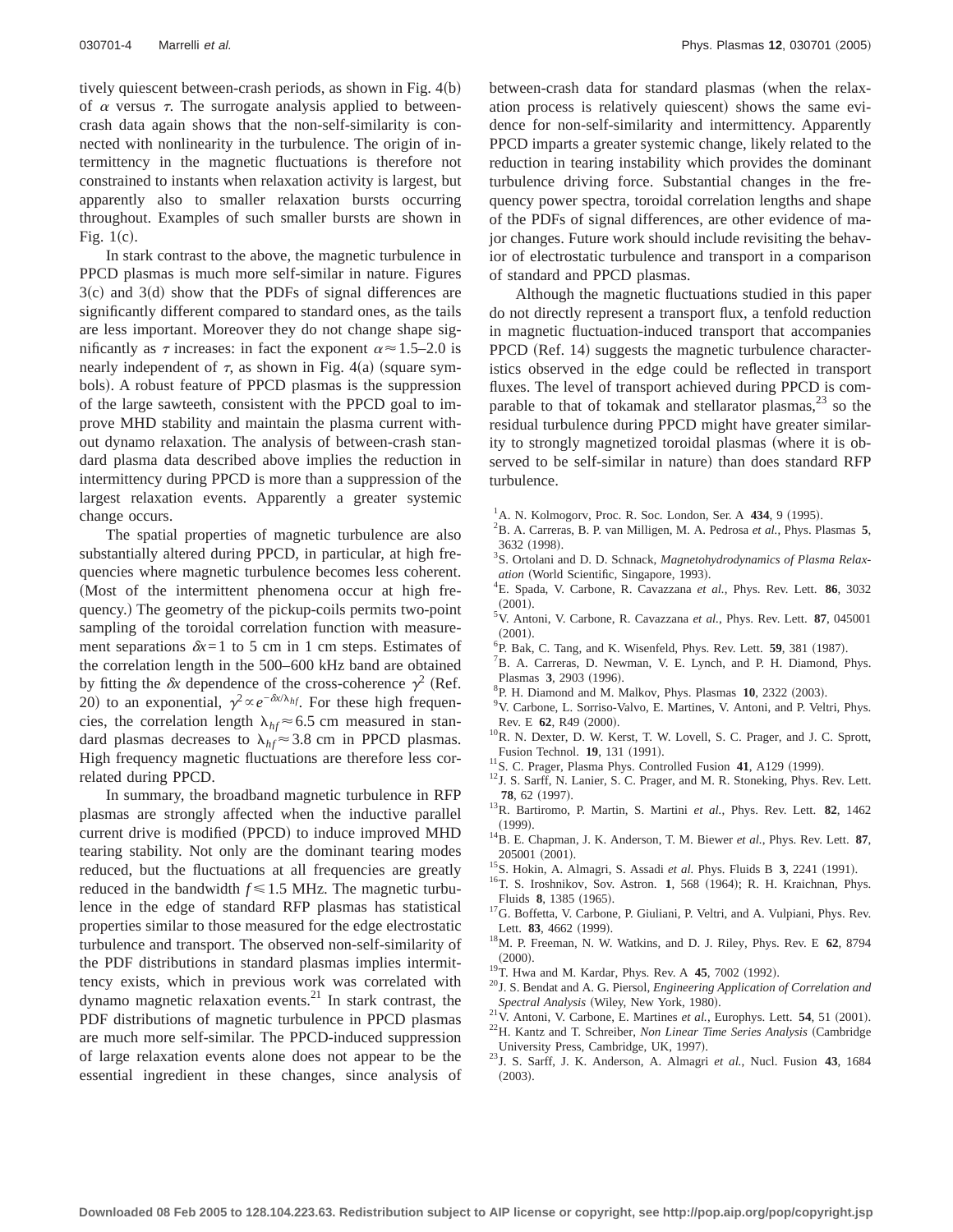tively quiescent between-crash periods, as shown in Fig. 4(b) of $\alpha$ versus $\tau$. The surrogate analysis applied to between-crash data again shows that the non-self-similarity is connected with nonlinearity in the turbulence. The origin of intermittency in the magnetic fluctuations is therefore not constrained to instants when relaxation activity is largest, but apparently also to smaller relaxation bursts occurring throughout. Examples of such smaller bursts are shown in Fig. 1(c).

In stark contrast to the above, the magnetic turbulence in PPCD plasmas is much more self-similar in nature. Figures 3(c) and 3(d) show that the PDFs of signal differences are significantly different compared to standard ones, as the tails are less important. Moreover they do not change shape significantly as $\tau$ increases: in fact the exponent $\alpha \approx 1.5$–2.0 is nearly independent of $\tau$, as shown in Fig. 4(a) (square symbols). A robust feature of PPCD plasmas is the suppression of the large sawteeth, consistent with the PPCD goal to improve MHD stability and maintain the plasma current without dynamo relaxation. The analysis of between-crash standard plasma data described above implies the reduction in intermittency during PPCD is more than a suppression of the largest relaxation events. Apparently a greater systemic change occurs.

The spatial properties of magnetic turbulence are also substantially altered during PPCD, in particular, at high frequencies where magnetic turbulence becomes less coherent. (Most of the intermittent phenomena occur at high frequency.) The geometry of the pickup-coils permits two-point sampling of the toroidal correlation function with measurement separations $\delta x = 1$ to 5 cm in 1 cm steps. Estimates of the correlation length in the 500–600 kHz band are obtained by fitting the $\delta x$ dependence of the cross-coherence $\gamma^2$ (Ref. 20) to an exponential, $\gamma^2 \propto e^{-\delta x/\lambda_{hf}}$. For these high frequencies, the correlation length $\lambda_{hf} \approx 6.5$ cm measured in standard plasmas decreases to $\lambda_{hf} \approx 3.8$ cm in PPCD plasmas. High frequency magnetic fluctuations are therefore less correlated during PPCD.

In summary, the broadband magnetic turbulence in RFP plasmas are strongly affected when the inductive parallel current drive is modified (PPCD) to induce improved MHD tearing stability. Not only are the dominant tearing modes reduced, but the fluctuations at all frequencies are greatly reduced in the bandwidth $f \leq 1.5$ MHz. The magnetic turbulence in the edge of standard RFP plasmas has statistical properties similar to those measured for the edge electrostatic turbulence and transport. The observed non-self-similarity of the PDF distributions in standard plasmas implies intermittency exists, which in previous work was correlated with dynamo magnetic relaxation events.[21] In stark contrast, the PDF distributions of magnetic turbulence in PPCD plasmas are much more self-similar. The PPCD-induced suppression of large relaxation events alone does not appear to be the essential ingredient in these changes, since analysis of between-crash data for standard plasmas (when the relaxation process is relatively quiescent) shows the same evidence for non-self-similarity and intermittency. Apparently PPCD imparts a greater systemic change, likely related to the reduction in tearing instability which provides the dominant turbulence driving force. Substantial changes in the frequency power spectra, toroidal correlation lengths and shape of the PDFs of signal differences, are other evidence of major changes. Future work should include revisiting the behavior of electrostatic turbulence and transport in a comparison of standard and PPCD plasmas.

Although the magnetic fluctuations studied in this paper do not directly represent a transport flux, a tenfold reduction in magnetic fluctuation-induced transport that accompanies PPCD (Ref. 14) suggests the magnetic turbulence characteristics observed in the edge could be reflected in transport fluxes. The level of transport achieved during PPCD is comparable to that of tokamak and stellarator plasmas,[23] so the residual turbulence during PPCD might have greater similarity to strongly magnetized toroidal plasmas (where it is observed to be self-similar in nature) than does standard RFP turbulence.

[1] A. N. Kolmogorv, Proc. R. Soc. London, Ser. A **434**, 9 (1995).
[2] B. A. Carreras, B. P. van Milligen, M. A. Pedrosa *et al.*, Phys. Plasmas **5**, 3632 (1998).
[3] S. Ortolani and D. D. Schnack, *Magnetohydrodynamics of Plasma Relaxation* (World Scientific, Singapore, 1993).
[4] E. Spada, V. Carbone, R. Cavazzana *et al.*, Phys. Rev. Lett. **86**, 3032 (2001).
[5] V. Antoni, V. Carbone, R. Cavazzana *et al.*, Phys. Rev. Lett. **87**, 045001 (2001).
[6] P. Bak, C. Tang, and K. Wisenfeld, Phys. Rev. Lett. **59**, 381 (1987).
[7] B. A. Carreras, D. Newman, V. E. Lynch, and P. H. Diamond, Phys. Plasmas **3**, 2903 (1996).
[8] P. H. Diamond and M. Malkov, Phys. Plasmas **10**, 2322 (2003).
[9] V. Carbone, L. Sorriso-Valvo, E. Martines, V. Antoni, and P. Veltri, Phys. Rev. E **62**, R49 (2000).
[10] R. N. Dexter, D. W. Kerst, T. W. Lovell, S. C. Prager, and J. C. Sprott, Fusion Technol. **19**, 131 (1991).
[11] S. C. Prager, Plasma Phys. Controlled Fusion **41**, A129 (1999).
[12] J. S. Sarff, N. Lanier, S. C. Prager, and M. R. Stoneking, Phys. Rev. Lett. **78**, 62 (1997).
[13] R. Bartiromo, P. Martin, S. Martini *et al.*, Phys. Rev. Lett. **82**, 1462 (1999).
[14] B. E. Chapman, J. K. Anderson, T. M. Biewer *et al.*, Phys. Rev. Lett. **87**, 205001 (2001).
[15] S. Hokin, A. Almagri, S. Assadi *et al.* Phys. Fluids B **3**, 2241 (1991).
[16] T. S. Iroshnikov, Sov. Astron. **1**, 568 (1964); R. H. Kraichnan, Phys. Fluids **8**, 1385 (1965).
[17] G. Boffetta, V. Carbone, P. Giuliani, P. Veltri, and A. Vulpiani, Phys. Rev. Lett. **83**, 4662 (1999).
[18] M. P. Freeman, N. W. Watkins, and D. J. Riley, Phys. Rev. E **62**, 8794 (2000).
[19] T. Hwa and M. Kardar, Phys. Rev. A **45**, 7002 (1992).
[20] J. S. Bendat and A. G. Piersol, *Engineering Application of Correlation and Spectral Analysis* (Wiley, New York, 1980).
[21] V. Antoni, V. Carbone, E. Martines *et al.*, Europhys. Lett. **54**, 51 (2001).
[22] H. Kantz and T. Schreiber, *Non Linear Time Series Analysis* (Cambridge University Press, Cambridge, UK, 1997).
[23] J. S. Sarff, J. K. Anderson, A. Almagri *et al.*, Nucl. Fusion **43**, 1684 (2003).